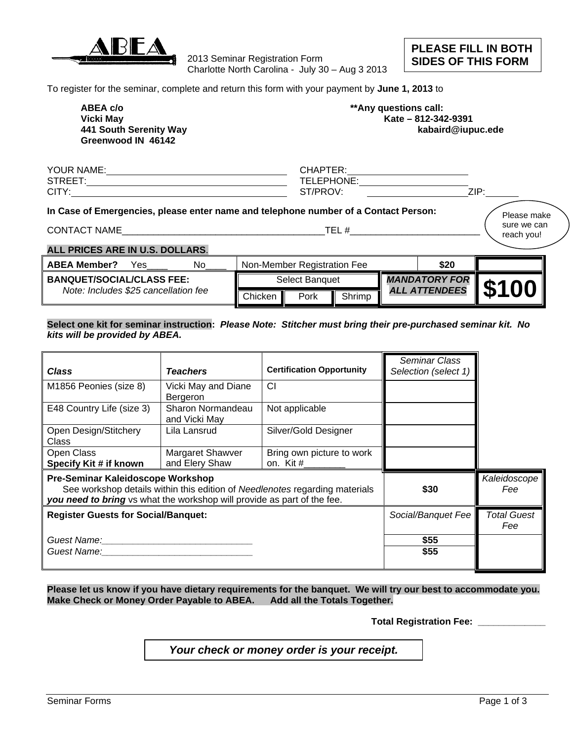ABEA

2013 Seminar Registration Form
Charlotte North Carolina - July 30 – Aug 3 2013

**PLEASE FILL IN BOTH SIDES OF THIS FORM**

To register for the seminar, complete and return this form with your payment by **June 1, 2013** to

**ABEA c/o**
**Vicki May**
**441 South Serenity Way**
**Greenwood IN 46142**

****Any questions call:**
**Kate – 812-342-9391**
**kabaird@iupuc.ede**

YOUR NAME:_______________________ CHAPTER:_______________________
STREET:_______________________ TELEPHONE:_______________________
CITY:_______________________ ST/PROV: _______________________ ZIP:_______

**In Case of Emergencies, please enter name and telephone number of a Contact Person:**

CONTACT NAME_______________________________________TEL #_________________________

Please make sure we can reach you!

**ALL PRICES ARE IN U.S. DOLLARS**.

| | | | | |
|---|---|---|---|---|
| **ABEA Member?** Yes____ No____ | Non-Member Registration Fee | | **$20** | |
| **BANQUET/SOCIAL/CLASS FEE:** *Note: Includes $25 cancellation fee* | Select Banquet: Chicken / Pork / Shrimp | ***MANDATORY FOR ALL ATTENDEES*** | | **$100** |

**Select one kit for seminar instruction:** ***Please Note: Stitcher must bring their pre-purchased seminar kit. No kits will be provided by ABEA.***

| ***Class*** | ***Teachers*** | **Certification Opportunity** | *Seminar Class Selection (select 1)* | |
|---|---|---|---|---|
| M1856 Peonies (size 8) | Vicki May and Diane Bergeron | CI | | |
| E48 Country Life (size 3) | Sharon Normandeau and Vicki May | Not applicable | | |
| Open Design/Stitchery Class | Lila Lansrud | Silver/Gold Designer | | |
| Open Class **Specify Kit # if known** | Margaret Shawver and Elery Shaw | Bring own picture to work on. Kit #________ | | |
| **Pre-Seminar Kaleidoscope Workshop** See workshop details within this edition of *Needlenotes* regarding materials ***you need to bring*** vs what the workshop will provide as part of the fee. | | | **$30** | *Kaleidoscope Fee* |
| **Register Guests for Social/Banquet:** | | | *Social/Banquet Fee* | *Total Guest Fee* |
| *Guest Name:_____________________________* | | | **$55** | |
| *Guest Name:_____________________________* | | | **$55** | |

**Please let us know if you have dietary requirements for the banquet. We will try our best to accommodate you.**
**Make Check or Money Order Payable to ABEA. Add all the Totals Together.**

**Total Registration Fee: _____________**

***Your check or money order is your receipt.***

Seminar Forms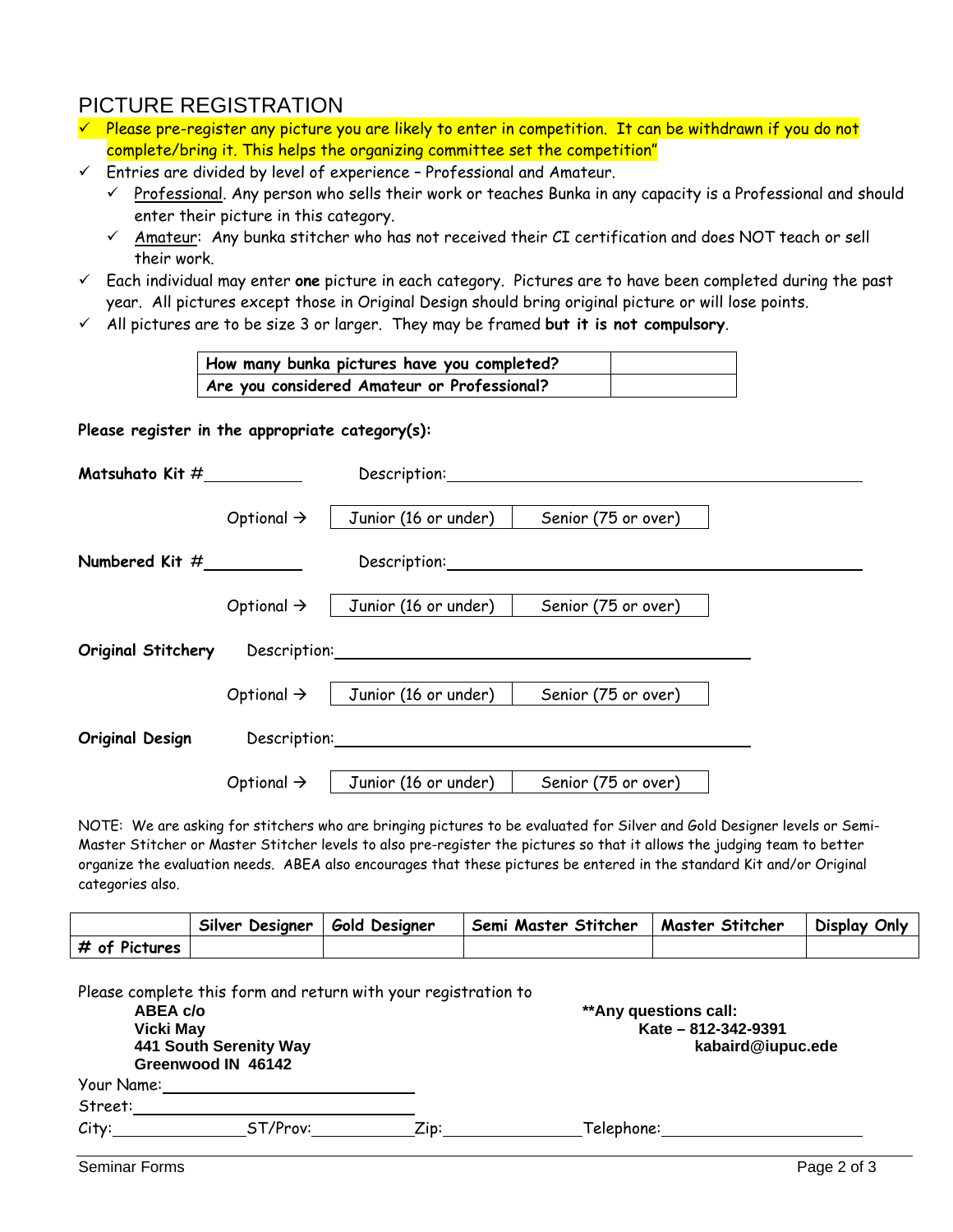## PICTURE REGISTRATION

- ✓ Please pre-register any picture you are likely to enter in competition. It can be withdrawn if you do not complete/bring it. This helps the organizing committee set the competition"
- ✓ Entries are divided by level of experience – Professional and Amateur.
  - ✓ Professional. Any person who sells their work or teaches Bunka in any capacity is a Professional and should enter their picture in this category.
  - ✓ Amateur: Any bunka stitcher who has not received their CI certification and does NOT teach or sell their work.
- ✓ Each individual may enter **one** picture in each category. Pictures are to have been completed during the past year. All pictures except those in Original Design should bring original picture or will lose points.
- ✓ All pictures are to be size 3 or larger. They may be framed **but it is not compulsory**.

| | |
|---|---|
| **How many bunka pictures have you completed?** | |
| **Are you considered Amateur or Professional?** | |

**Please register in the appropriate category(s):**

**Matsuhato Kit #**__________ Description:______________________________

Optional → | Junior (16 or under) | Senior (75 or over) |

**Numbered Kit #**__________ Description:______________________________

Optional → | Junior (16 or under) | Senior (75 or over) |

**Original Stitchery** Description:______________________________

Optional → | Junior (16 or under) | Senior (75 or over) |

**Original Design** Description:______________________________

Optional → | Junior (16 or under) | Senior (75 or over) |

NOTE: We are asking for stitchers who are bringing pictures to be evaluated for Silver and Gold Designer levels or Semi-Master Stitcher or Master Stitcher levels to also pre-register the pictures so that it allows the judging team to better organize the evaluation needs. ABEA also encourages that these pictures be entered in the standard Kit and/or Original categories also.

| | Silver Designer | Gold Designer | Semi Master Stitcher | Master Stitcher | Display Only |
|---|---|---|---|---|---|
| **# of Pictures** | | | | | |

Please complete this form and return with your registration to

**ABEA c/o**
**Vicki May**
**441 South Serenity Way**
**Greenwood IN 46142**

****Any questions call:**
**Kate – 812-342-9391**
**kabaird@iupuc.ede**

Your Name:______________________________

Street:______________________________

City:______________ ST/Prov:__________ Zip:______________ Telephone:____________________

Seminar Forms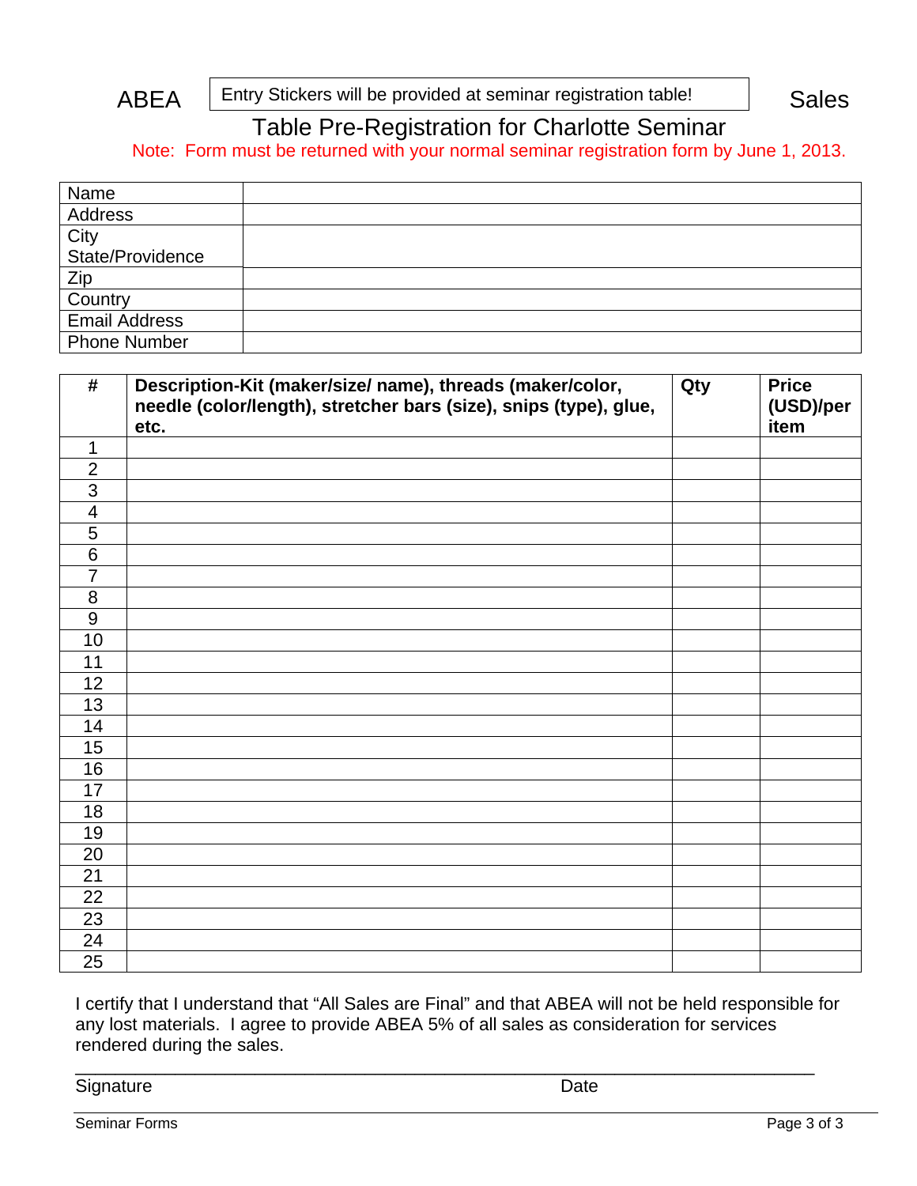ABEA

Entry Stickers will be provided at seminar registration table!

Sales

# Table Pre-Registration for Charlotte Seminar

Note: Form must be returned with your normal seminar registration form by June 1, 2013.

| | |
|---|---|
| Name | |
| Address | |
| City State/Providence | |
| Zip | |
| Country | |
| Email Address | |
| Phone Number | |

| # | Description-Kit (maker/size/ name), threads (maker/color, needle (color/length), stretcher bars (size), snips (type), glue, etc. | Qty | Price (USD)/per item |
|---|---|---|---|
| 1 | | | |
| 2 | | | |
| 3 | | | |
| 4 | | | |
| 5 | | | |
| 6 | | | |
| 7 | | | |
| 8 | | | |
| 9 | | | |
| 10 | | | |
| 11 | | | |
| 12 | | | |
| 13 | | | |
| 14 | | | |
| 15 | | | |
| 16 | | | |
| 17 | | | |
| 18 | | | |
| 19 | | | |
| 20 | | | |
| 21 | | | |
| 22 | | | |
| 23 | | | |
| 24 | | | |
| 25 | | | |

I certify that I understand that “All Sales are Final” and that ABEA will not be held responsible for any lost materials. I agree to provide ABEA 5% of all sales as consideration for services rendered during the sales.

Signature Date

Seminar Forms